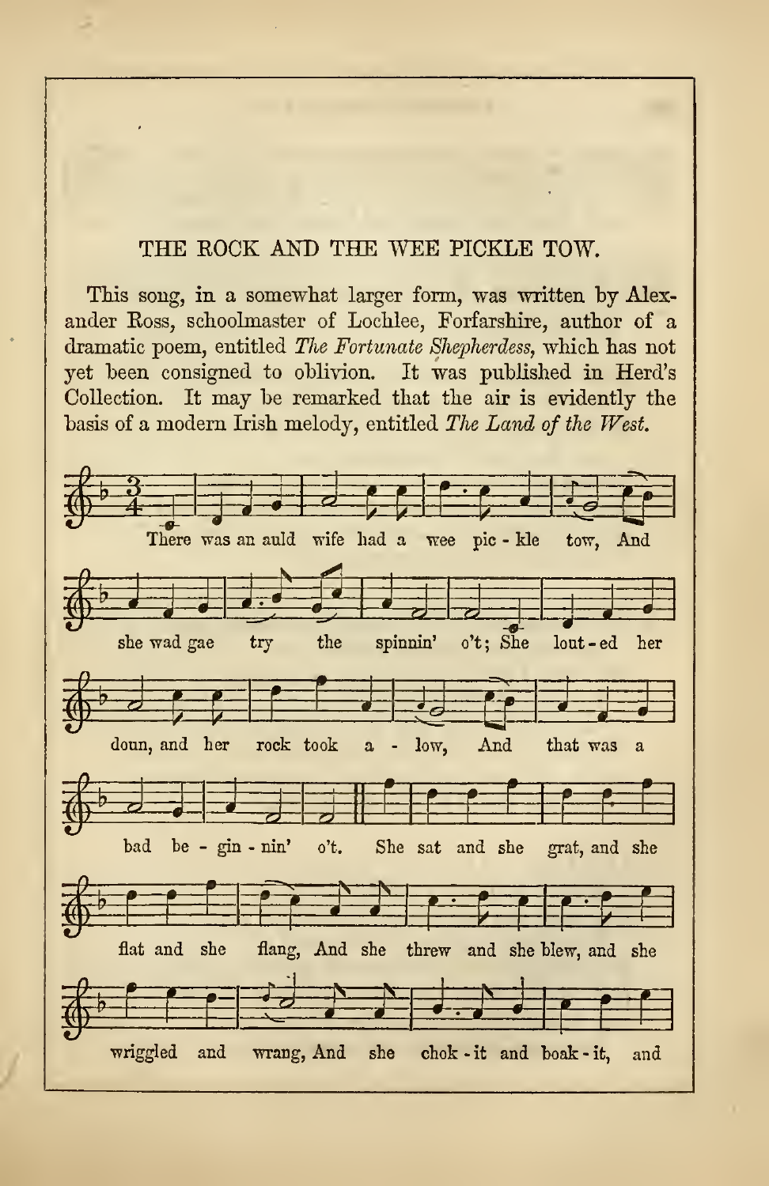## THE ROCK AND THE WEE PICKLE TOW.

This song, in a somewhat larger form, was written by Alexander Ross, schoolmaster of Lochlee, Forfarshire, author of a dramatic poem, entitled *The Fortunate Shepherdess*, which has not yet been consigned to oblivion. It was published in Herd's Collection. It may be remarked that the air is evidently the basis of a modern Irish melody, entitled *The Land of the West.*

There was an auld wife had a wee pic - kle tow, And

she wad gae try the spinnin' o't; She lout - ed her

doun, and her rock took a - low, And that was a

bad be - gin - nin' o't. She sat and she grat, and she

flat and she flang, And she threw and she blew, and she

wriggled and wrang, And she chok - it and boak - it, and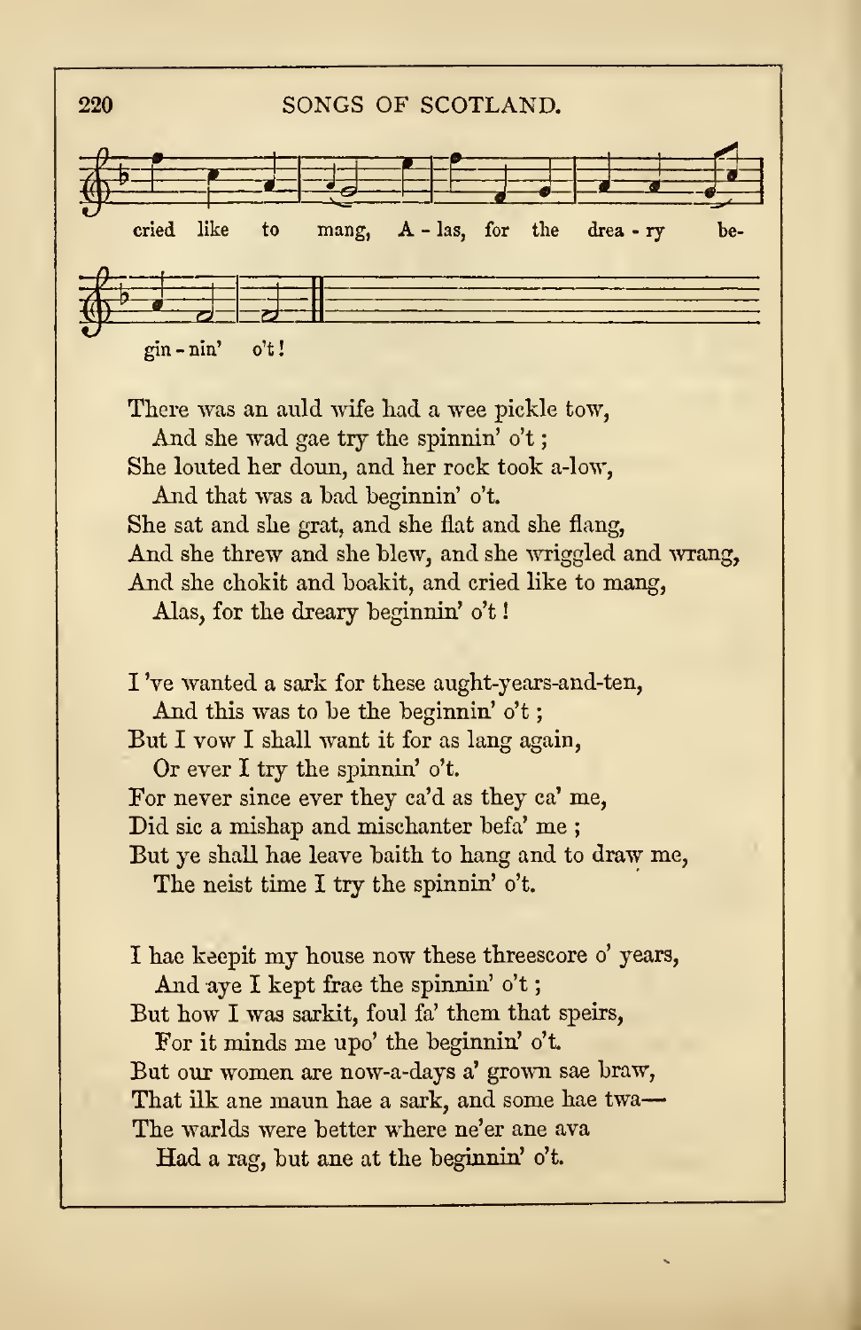cried like to mang, A - las, for the drea - ry be-

gin - nin' o't!

There was an auld wife had a wee pickle tow,
And she wad gae try the spinnin' o't;
She louted her doun, and her rock took a-low,
And that was a bad beginnin' o't.
She sat and she grat, and she flat and she flang,
And she threw and she blew, and she wriggled and wrang,
And she chokit and boakit, and cried like to mang,
Alas, for the dreary beginnin' o't!

I 've wanted a sark for these aught-years-and-ten,
And this was to be the beginnin' o't;
But I vow I shall want it for as lang again,
Or ever I try the spinnin' o't.
For never since ever they ca'd as they ca' me,
Did sic a mishap and mischanter befa' me;
But ye shall hae leave baith to hang and to draw me,
The neist time I try the spinnin' o't.

I hae keepit my house now these threescore o' years,
And aye I kept frae the spinnin' o't;
But how I was sarkit, foul fa' them that speirs,
For it minds me upo' the beginnin' o't.
But our women are now-a-days a' grown sae braw,
That ilk ane maun hae a sark, and some hae twa—
The warlds were better where ne'er ane ava
Had a rag, but ane at the beginnin' o't.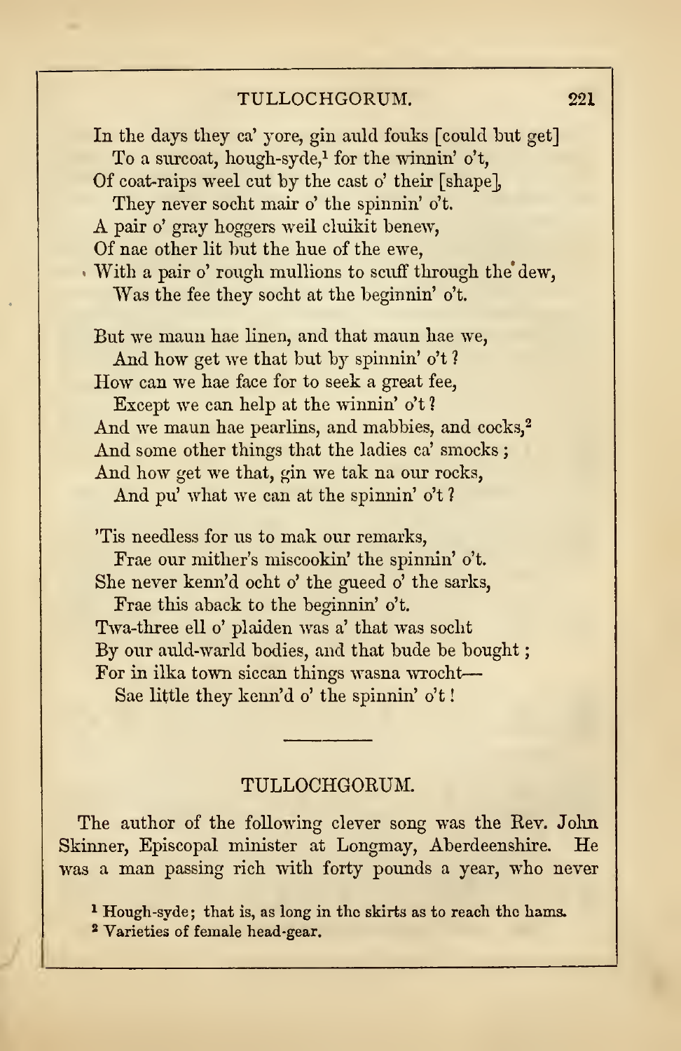In the days they ca' yore, gin auld fouks [could but get]
  To a surcoat, hough-syde,[1] for the winnin' o't,
Of coat-raips weel cut by the cast o' their [shape],
  They never socht mair o' the spinnin' o't.
A pair o' gray hoggers weil cluikit benew,
Of nae other lit but the hue of the ewe,
With a pair o' rough mullions to scuff through the dew,
  Was the fee they socht at the beginnin' o't.

But we maun hae linen, and that maun hae we,
  And how get we that but by spinnin' o't?
How can we hae face for to seek a great fee,
  Except we can help at the winnin' o't?
And we maun hae pearlins, and mabbies, and cocks,[2]
And some other things that the ladies ca' smocks;
And how get we that, gin we tak na our rocks,
  And pu' what we can at the spinnin' o't?

'Tis needless for us to mak our remarks,
  Frae our mither's miscookin' the spinnin' o't.
She never kenn'd ocht o' the gueed o' the sarks,
  Frae this aback to the beginnin' o't.
Twa-three ell o' plaiden was a' that was socht
By our auld-warld bodies, and that bude be bought;
For in ilka town siccan things wasna wrocht—
  Sae little they kenn'd o' the spinnin' o't!

---

## TULLOCHGORUM.

The author of the following clever song was the Rev. John Skinner, Episcopal minister at Longmay, Aberdeenshire. He was a man passing rich with forty pounds a year, who never

[1] Hough-syde; that is, as long in the skirts as to reach the hams.

[2] Varieties of female head-gear.